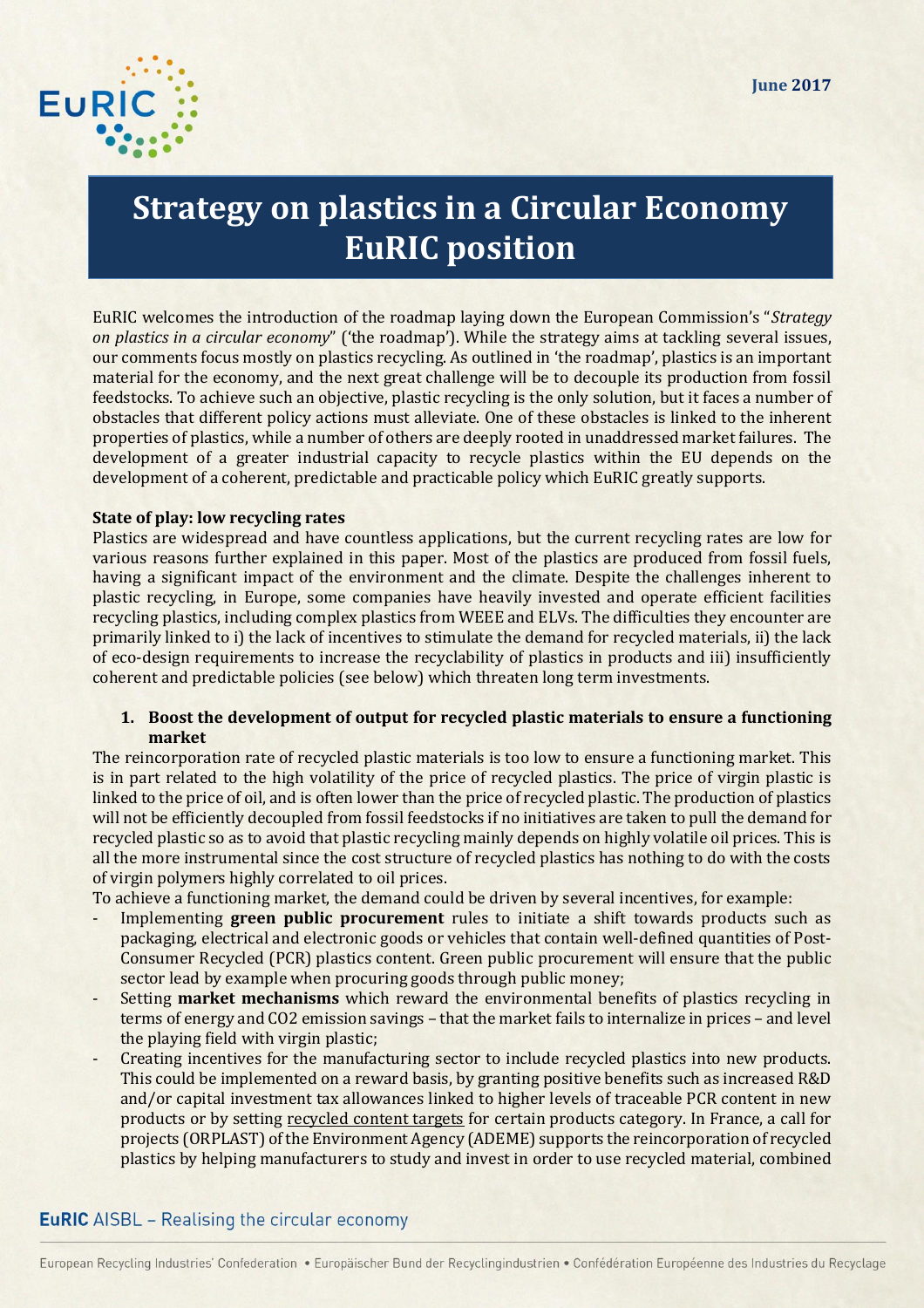June 2017

# Strategy on plastics in a Circular Economy EuRIC position

EuRIC welcomes the introduction of the roadmap laying down the European Commission's "*Strategy on plastics in a circular economy*" ('the roadmap'). While the strategy aims at tackling several issues, our comments focus mostly on plastics recycling. As outlined in 'the roadmap', plastics is an important material for the economy, and the next great challenge will be to decouple its production from fossil feedstocks. To achieve such an objective, plastic recycling is the only solution, but it faces a number of obstacles that different policy actions must alleviate. One of these obstacles is linked to the inherent properties of plastics, while a number of others are deeply rooted in unaddressed market failures. The development of a greater industrial capacity to recycle plastics within the EU depends on the development of a coherent, predictable and practicable policy which EuRIC greatly supports.

**State of play: low recycling rates**

Plastics are widespread and have countless applications, but the current recycling rates are low for various reasons further explained in this paper. Most of the plastics are produced from fossil fuels, having a significant impact of the environment and the climate. Despite the challenges inherent to plastic recycling, in Europe, some companies have heavily invested and operate efficient facilities recycling plastics, including complex plastics from WEEE and ELVs. The difficulties they encounter are primarily linked to i) the lack of incentives to stimulate the demand for recycled materials, ii) the lack of eco-design requirements to increase the recyclability of plastics in products and iii) insufficiently coherent and predictable policies (see below) which threaten long term investments.

1. **Boost the development of output for recycled plastic materials to ensure a functioning market**

The reincorporation rate of recycled plastic materials is too low to ensure a functioning market. This is in part related to the high volatility of the price of recycled plastics. The price of virgin plastic is linked to the price of oil, and is often lower than the price of recycled plastic. The production of plastics will not be efficiently decoupled from fossil feedstocks if no initiatives are taken to pull the demand for recycled plastic so as to avoid that plastic recycling mainly depends on highly volatile oil prices. This is all the more instrumental since the cost structure of recycled plastics has nothing to do with the costs of virgin polymers highly correlated to oil prices.

To achieve a functioning market, the demand could be driven by several incentives, for example:

- Implementing **green public procurement** rules to initiate a shift towards products such as packaging, electrical and electronic goods or vehicles that contain well-defined quantities of Post-Consumer Recycled (PCR) plastics content. Green public procurement will ensure that the public sector lead by example when procuring goods through public money;
- Setting **market mechanisms** which reward the environmental benefits of plastics recycling in terms of energy and CO2 emission savings – that the market fails to internalize in prices – and level the playing field with virgin plastic;
- Creating incentives for the manufacturing sector to include recycled plastics into new products. This could be implemented on a reward basis, by granting positive benefits such as increased R&D and/or capital investment tax allowances linked to higher levels of traceable PCR content in new products or by setting recycled content targets for certain products category. In France, a call for projects (ORPLAST) of the Environment Agency (ADEME) supports the reincorporation of recycled plastics by helping manufacturers to study and invest in order to use recycled material, combined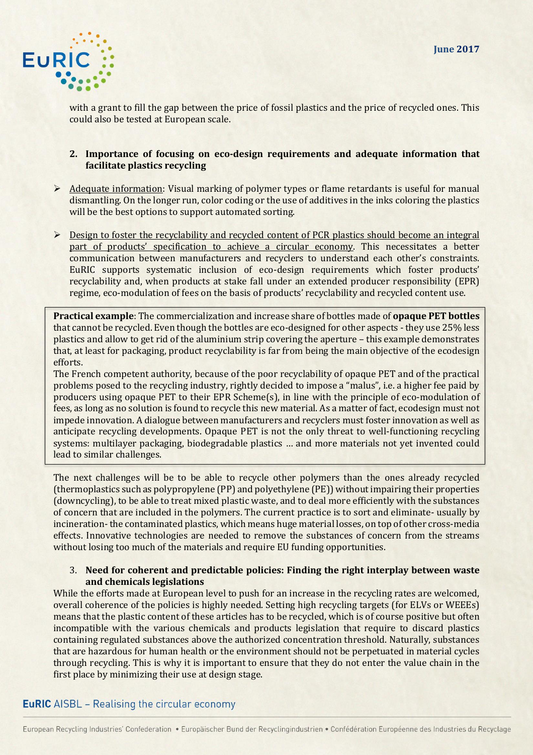with a grant to fill the gap between the price of fossil plastics and the price of recycled ones. This could also be tested at European scale.

2. **Importance of focusing on eco-design requirements and adequate information that facilitate plastics recycling**

- Adequate information: Visual marking of polymer types or flame retardants is useful for manual dismantling. On the longer run, color coding or the use of additives in the inks coloring the plastics will be the best options to support automated sorting.
- Design to foster the recyclability and recycled content of PCR plastics should become an integral part of products' specification to achieve a circular economy. This necessitates a better communication between manufacturers and recyclers to understand each other's constraints. EuRIC supports systematic inclusion of eco-design requirements which foster products' recyclability and, when products at stake fall under an extended producer responsibility (EPR) regime, eco-modulation of fees on the basis of products' recyclability and recycled content use.

**Practical example**: The commercialization and increase share of bottles made of **opaque PET bottles** that cannot be recycled. Even though the bottles are eco-designed for other aspects - they use 25% less plastics and allow to get rid of the aluminium strip covering the aperture – this example demonstrates that, at least for packaging, product recyclability is far from being the main objective of the ecodesign efforts.
The French competent authority, because of the poor recyclability of opaque PET and of the practical problems posed to the recycling industry, rightly decided to impose a "malus", i.e. a higher fee paid by producers using opaque PET to their EPR Scheme(s), in line with the principle of eco-modulation of fees, as long as no solution is found to recycle this new material. As a matter of fact, ecodesign must not impede innovation. A dialogue between manufacturers and recyclers must foster innovation as well as anticipate recycling developments. Opaque PET is not the only threat to well-functioning recycling systems: multilayer packaging, biodegradable plastics … and more materials not yet invented could lead to similar challenges.

The next challenges will be to be able to recycle other polymers than the ones already recycled (thermoplastics such as polypropylene (PP) and polyethylene (PE)) without impairing their properties (downcycling), to be able to treat mixed plastic waste, and to deal more efficiently with the substances of concern that are included in the polymers. The current practice is to sort and eliminate- usually by incineration- the contaminated plastics, which means huge material losses, on top of other cross-media effects. Innovative technologies are needed to remove the substances of concern from the streams without losing too much of the materials and require EU funding opportunities.

3. **Need for coherent and predictable policies: Finding the right interplay between waste and chemicals legislations**

While the efforts made at European level to push for an increase in the recycling rates are welcomed, overall coherence of the policies is highly needed. Setting high recycling targets (for ELVs or WEEEs) means that the plastic content of these articles has to be recycled, which is of course positive but often incompatible with the various chemicals and products legislation that require to discard plastics containing regulated substances above the authorized concentration threshold. Naturally, substances that are hazardous for human health or the environment should not be perpetuated in material cycles through recycling. This is why it is important to ensure that they do not enter the value chain in the first place by minimizing their use at design stage.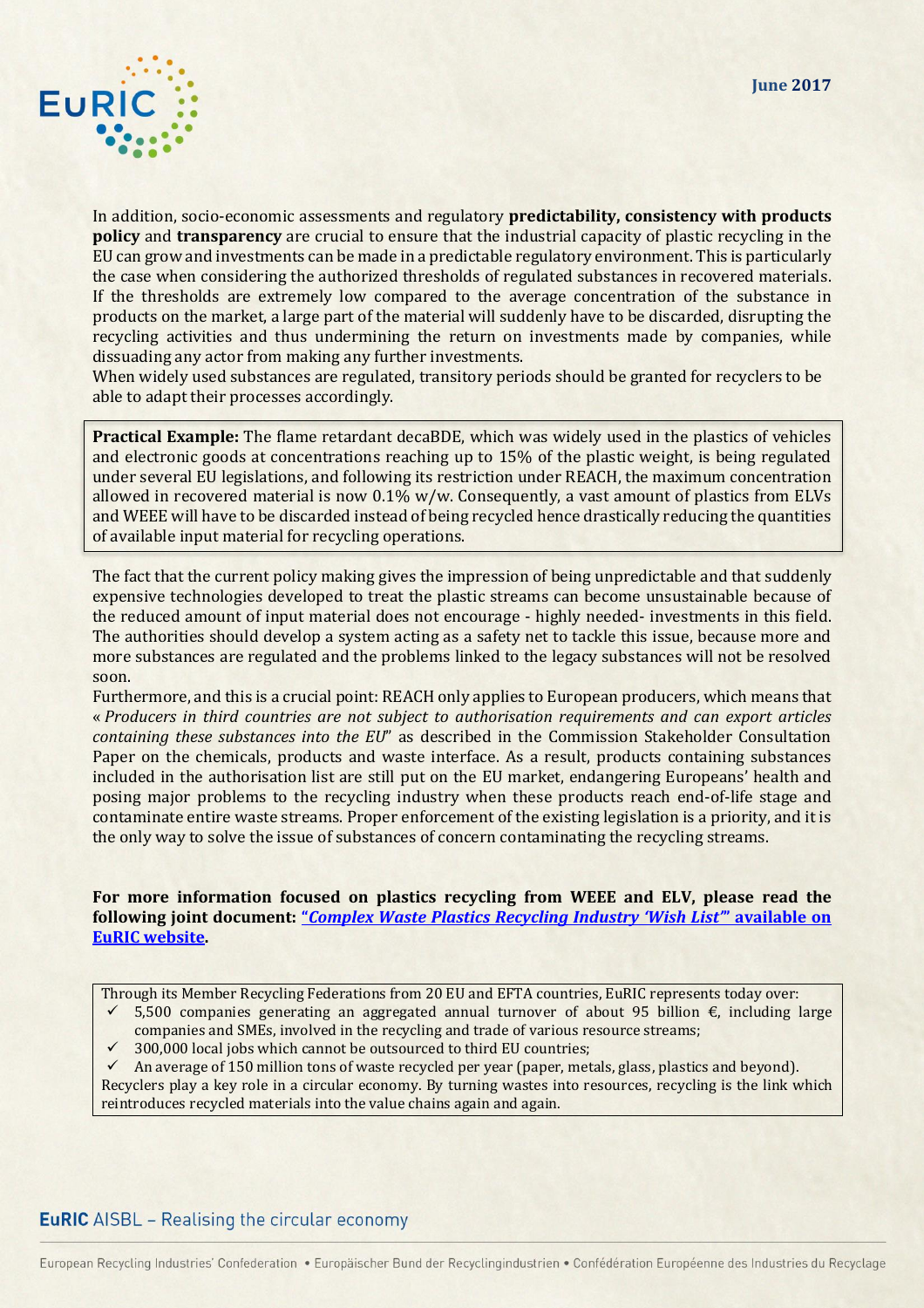In addition, socio-economic assessments and regulatory **predictability, consistency with products policy** and **transparency** are crucial to ensure that the industrial capacity of plastic recycling in the EU can grow and investments can be made in a predictable regulatory environment. This is particularly the case when considering the authorized thresholds of regulated substances in recovered materials. If the thresholds are extremely low compared to the average concentration of the substance in products on the market, a large part of the material will suddenly have to be discarded, disrupting the recycling activities and thus undermining the return on investments made by companies, while dissuading any actor from making any further investments.
When widely used substances are regulated, transitory periods should be granted for recyclers to be able to adapt their processes accordingly.

**Practical Example:** The flame retardant decaBDE, which was widely used in the plastics of vehicles and electronic goods at concentrations reaching up to 15% of the plastic weight, is being regulated under several EU legislations, and following its restriction under REACH, the maximum concentration allowed in recovered material is now 0.1% w/w. Consequently, a vast amount of plastics from ELVs and WEEE will have to be discarded instead of being recycled hence drastically reducing the quantities of available input material for recycling operations.

The fact that the current policy making gives the impression of being unpredictable and that suddenly expensive technologies developed to treat the plastic streams can become unsustainable because of the reduced amount of input material does not encourage - highly needed- investments in this field. The authorities should develop a system acting as a safety net to tackle this issue, because more and more substances are regulated and the problems linked to the legacy substances will not be resolved soon.
Furthermore, and this is a crucial point: REACH only applies to European producers, which means that « *Producers in third countries are not subject to authorisation requirements and can export articles containing these substances into the EU*" as described in the Commission Stakeholder Consultation Paper on the chemicals, products and waste interface. As a result, products containing substances included in the authorisation list are still put on the EU market, endangering Europeans' health and posing major problems to the recycling industry when these products reach end-of-life stage and contaminate entire waste streams. Proper enforcement of the existing legislation is a priority, and it is the only way to solve the issue of substances of concern contaminating the recycling streams.

**For more information focused on plastics recycling from WEEE and ELV, please read the following joint document: "*Complex Waste Plastics Recycling Industry 'Wish List'*" available on EuRIC website.**

Through its Member Recycling Federations from 20 EU and EFTA countries, EuRIC represents today over:

- ✓ 5,500 companies generating an aggregated annual turnover of about 95 billion €, including large companies and SMEs, involved in the recycling and trade of various resource streams;
- ✓ 300,000 local jobs which cannot be outsourced to third EU countries;
- ✓ An average of 150 million tons of waste recycled per year (paper, metals, glass, plastics and beyond).

Recyclers play a key role in a circular economy. By turning wastes into resources, recycling is the link which reintroduces recycled materials into the value chains again and again.